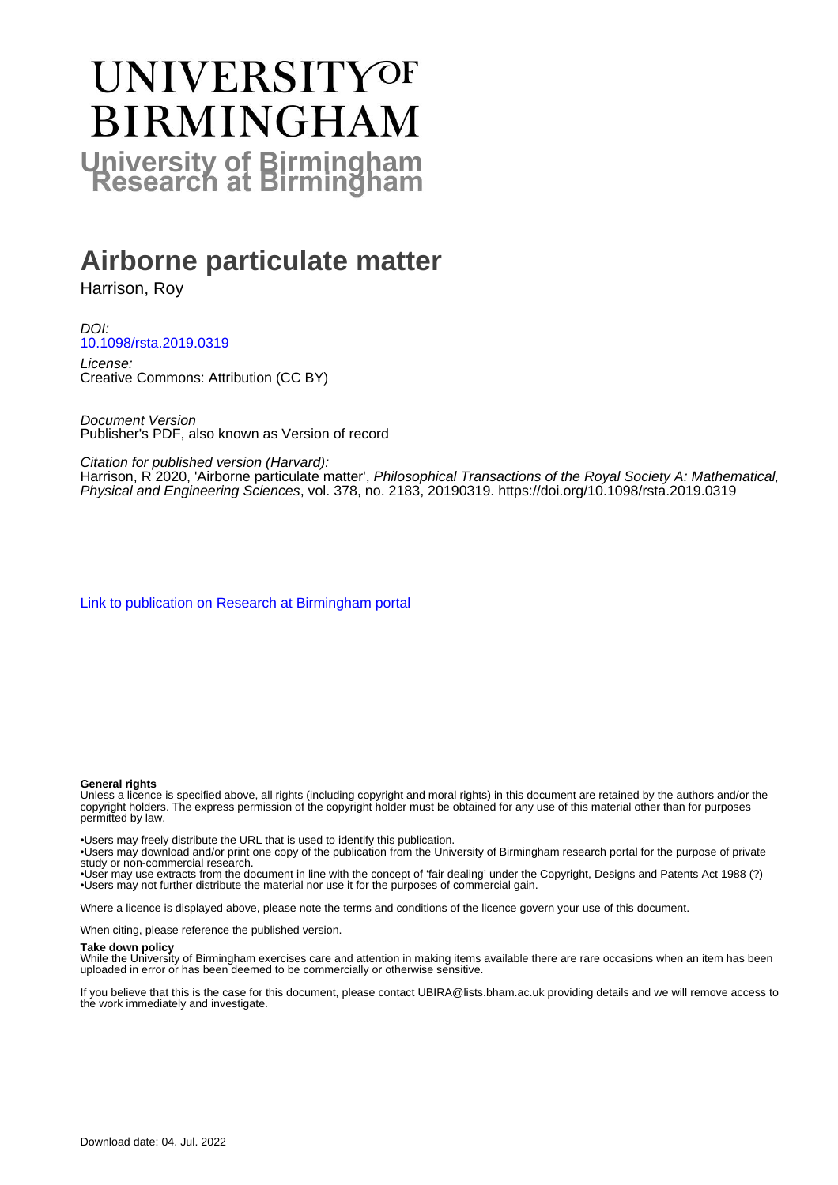# UNIVERSITY OF BIRMINGHAM

## University of Birmingham Research at Birmingham

# Airborne particulate matter

Harrison, Roy

*DOI:*
10.1098/rsta.2019.0319

*License:*
Creative Commons: Attribution (CC BY)

*Document Version*
Publisher's PDF, also known as Version of record

*Citation for published version (Harvard):*
Harrison, R 2020, 'Airborne particulate matter', *Philosophical Transactions of the Royal Society A: Mathematical, Physical and Engineering Sciences*, vol. 378, no. 2183, 20190319. https://doi.org/10.1098/rsta.2019.0319

Link to publication on Research at Birmingham portal

**General rights**
Unless a licence is specified above, all rights (including copyright and moral rights) in this document are retained by the authors and/or the copyright holders. The express permission of the copyright holder must be obtained for any use of this material other than for purposes permitted by law.

•Users may freely distribute the URL that is used to identify this publication.
•Users may download and/or print one copy of the publication from the University of Birmingham research portal for the purpose of private study or non-commercial research.
•User may use extracts from the document in line with the concept of 'fair dealing' under the Copyright, Designs and Patents Act 1988 (?)
•Users may not further distribute the material nor use it for the purposes of commercial gain.

Where a licence is displayed above, please note the terms and conditions of the licence govern your use of this document.

When citing, please reference the published version.

**Take down policy**
While the University of Birmingham exercises care and attention in making items available there are rare occasions when an item has been uploaded in error or has been deemed to be commercially or otherwise sensitive.

If you believe that this is the case for this document, please contact UBIRA@lists.bham.ac.uk providing details and we will remove access to the work immediately and investigate.

Download date: 04. Jul. 2022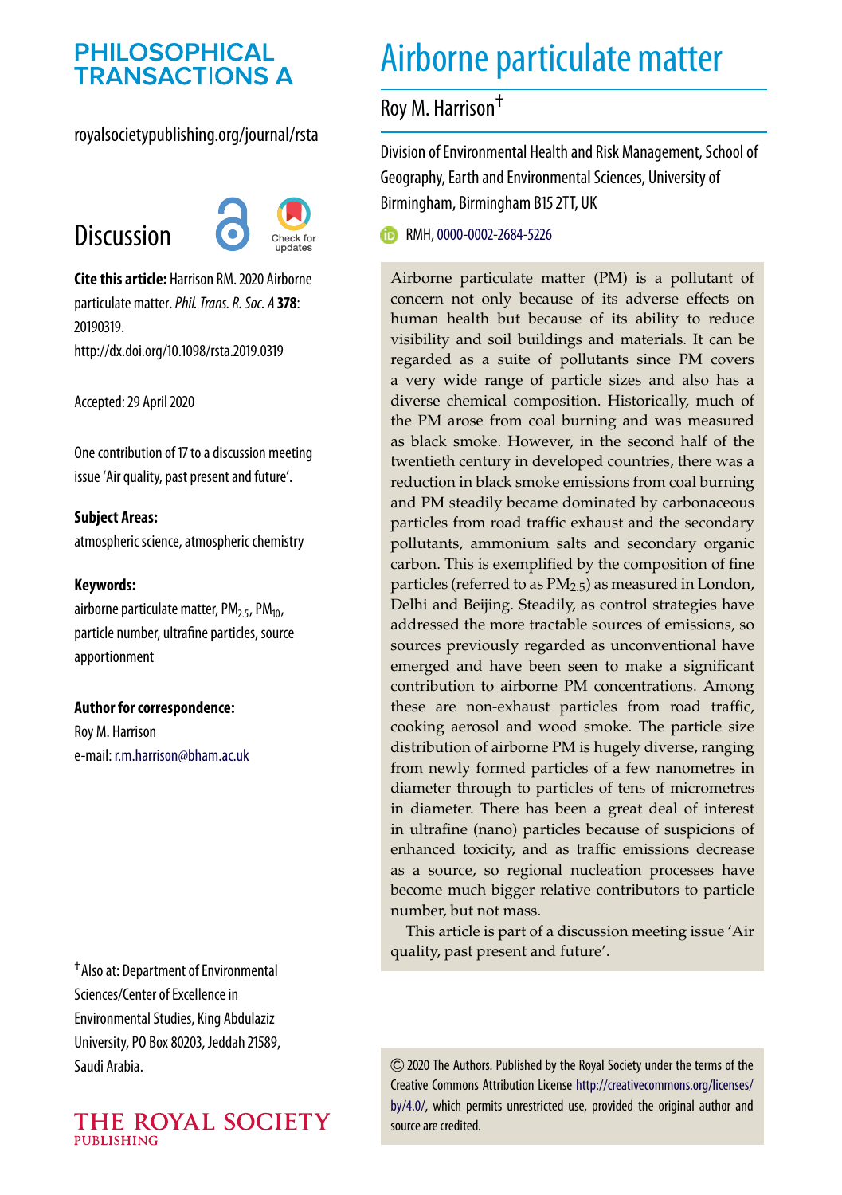# PHILOSOPHICAL TRANSACTIONS A

royalsocietypublishing.org/journal/rsta

# Discussion

**Cite this article:** Harrison RM. 2020 Airborne particulate matter. *Phil. Trans. R. Soc. A* **378**: 20190319.
http://dx.doi.org/10.1098/rsta.2019.0319

Accepted: 29 April 2020

One contribution of 17 to a discussion meeting issue 'Air quality, past present and future'.

**Subject Areas:**
atmospheric science, atmospheric chemistry

**Keywords:**
airborne particulate matter, $PM_{2.5}$, $PM_{10}$, particle number, ultrafine particles, source apportionment

**Author for correspondence:**
Roy M. Harrison
e-mail: r.m.harrison@bham.ac.uk

# Airborne particulate matter

## Roy M. Harrison[†]

Division of Environmental Health and Risk Management, School of Geography, Earth and Environmental Sciences, University of Birmingham, Birmingham B15 2TT, UK

RMH, 0000-0002-2684-5226

Airborne particulate matter (PM) is a pollutant of concern not only because of its adverse effects on human health but because of its ability to reduce visibility and soil buildings and materials. It can be regarded as a suite of pollutants since PM covers a very wide range of particle sizes and also has a diverse chemical composition. Historically, much of the PM arose from coal burning and was measured as black smoke. However, in the second half of the twentieth century in developed countries, there was a reduction in black smoke emissions from coal burning and PM steadily became dominated by carbonaceous particles from road traffic exhaust and the secondary pollutants, ammonium salts and secondary organic carbon. This is exemplified by the composition of fine particles (referred to as $PM_{2.5}$) as measured in London, Delhi and Beijing. Steadily, as control strategies have addressed the more tractable sources of emissions, so sources previously regarded as unconventional have emerged and have been seen to make a significant contribution to airborne PM concentrations. Among these are non-exhaust particles from road traffic, cooking aerosol and wood smoke. The particle size distribution of airborne PM is hugely diverse, ranging from newly formed particles of a few nanometres in diameter through to particles of tens of micrometres in diameter. There has been a great deal of interest in ultrafine (nano) particles because of suspicions of enhanced toxicity, and as traffic emissions decrease as a source, so regional nucleation processes have become much bigger relative contributors to particle number, but not mass.

This article is part of a discussion meeting issue 'Air quality, past present and future'.

[†]Also at: Department of Environmental Sciences/Center of Excellence in Environmental Studies, King Abdulaziz University, PO Box 80203, Jeddah 21589, Saudi Arabia.

© 2020 The Authors. Published by the Royal Society under the terms of the Creative Commons Attribution License http://creativecommons.org/licenses/by/4.0/, which permits unrestricted use, provided the original author and source are credited.

THE ROYAL SOCIETY PUBLISHING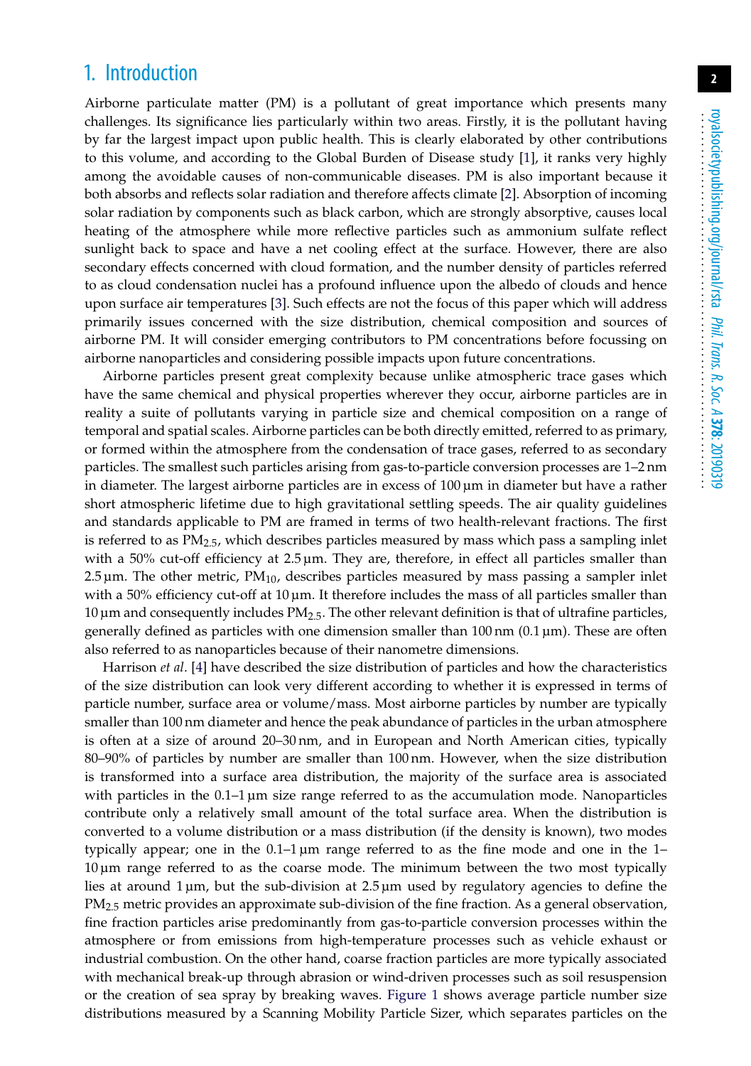## 1. Introduction

Airborne particulate matter (PM) is a pollutant of great importance which presents many challenges. Its significance lies particularly within two areas. Firstly, it is the pollutant having by far the largest impact upon public health. This is clearly elaborated by other contributions to this volume, and according to the Global Burden of Disease study [1], it ranks very highly among the avoidable causes of non-communicable diseases. PM is also important because it both absorbs and reflects solar radiation and therefore affects climate [2]. Absorption of incoming solar radiation by components such as black carbon, which are strongly absorptive, causes local heating of the atmosphere while more reflective particles such as ammonium sulfate reflect sunlight back to space and have a net cooling effect at the surface. However, there are also secondary effects concerned with cloud formation, and the number density of particles referred to as cloud condensation nuclei has a profound influence upon the albedo of clouds and hence upon surface air temperatures [3]. Such effects are not the focus of this paper which will address primarily issues concerned with the size distribution, chemical composition and sources of airborne PM. It will consider emerging contributors to PM concentrations before focussing on airborne nanoparticles and considering possible impacts upon future concentrations.

Airborne particles present great complexity because unlike atmospheric trace gases which have the same chemical and physical properties wherever they occur, airborne particles are in reality a suite of pollutants varying in particle size and chemical composition on a range of temporal and spatial scales. Airborne particles can be both directly emitted, referred to as primary, or formed within the atmosphere from the condensation of trace gases, referred to as secondary particles. The smallest such particles arising from gas-to-particle conversion processes are 1–2 nm in diameter. The largest airborne particles are in excess of 100 µm in diameter but have a rather short atmospheric lifetime due to high gravitational settling speeds. The air quality guidelines and standards applicable to PM are framed in terms of two health-relevant fractions. The first is referred to as $PM_{2.5}$, which describes particles measured by mass which pass a sampling inlet with a 50% cut-off efficiency at 2.5 µm. They are, therefore, in effect all particles smaller than 2.5 µm. The other metric, $PM_{10}$, describes particles measured by mass passing a sampler inlet with a 50% efficiency cut-off at 10 µm. It therefore includes the mass of all particles smaller than 10 µm and consequently includes $PM_{2.5}$. The other relevant definition is that of ultrafine particles, generally defined as particles with one dimension smaller than 100 nm (0.1 µm). These are often also referred to as nanoparticles because of their nanometre dimensions.

Harrison *et al*. [4] have described the size distribution of particles and how the characteristics of the size distribution can look very different according to whether it is expressed in terms of particle number, surface area or volume/mass. Most airborne particles by number are typically smaller than 100 nm diameter and hence the peak abundance of particles in the urban atmosphere is often at a size of around 20–30 nm, and in European and North American cities, typically 80–90% of particles by number are smaller than 100 nm. However, when the size distribution is transformed into a surface area distribution, the majority of the surface area is associated with particles in the 0.1–1 µm size range referred to as the accumulation mode. Nanoparticles contribute only a relatively small amount of the total surface area. When the distribution is converted to a volume distribution or a mass distribution (if the density is known), two modes typically appear; one in the 0.1–1 µm range referred to as the fine mode and one in the 1–10 µm range referred to as the coarse mode. The minimum between the two most typically lies at around 1 µm, but the sub-division at 2.5 µm used by regulatory agencies to define the $PM_{2.5}$ metric provides an approximate sub-division of the fine fraction. As a general observation, fine fraction particles arise predominantly from gas-to-particle conversion processes within the atmosphere or from emissions from high-temperature processes such as vehicle exhaust or industrial combustion. On the other hand, coarse fraction particles are more typically associated with mechanical break-up through abrasion or wind-driven processes such as soil resuspension or the creation of sea spray by breaking waves. Figure 1 shows average particle number size distributions measured by a Scanning Mobility Particle Sizer, which separates particles on the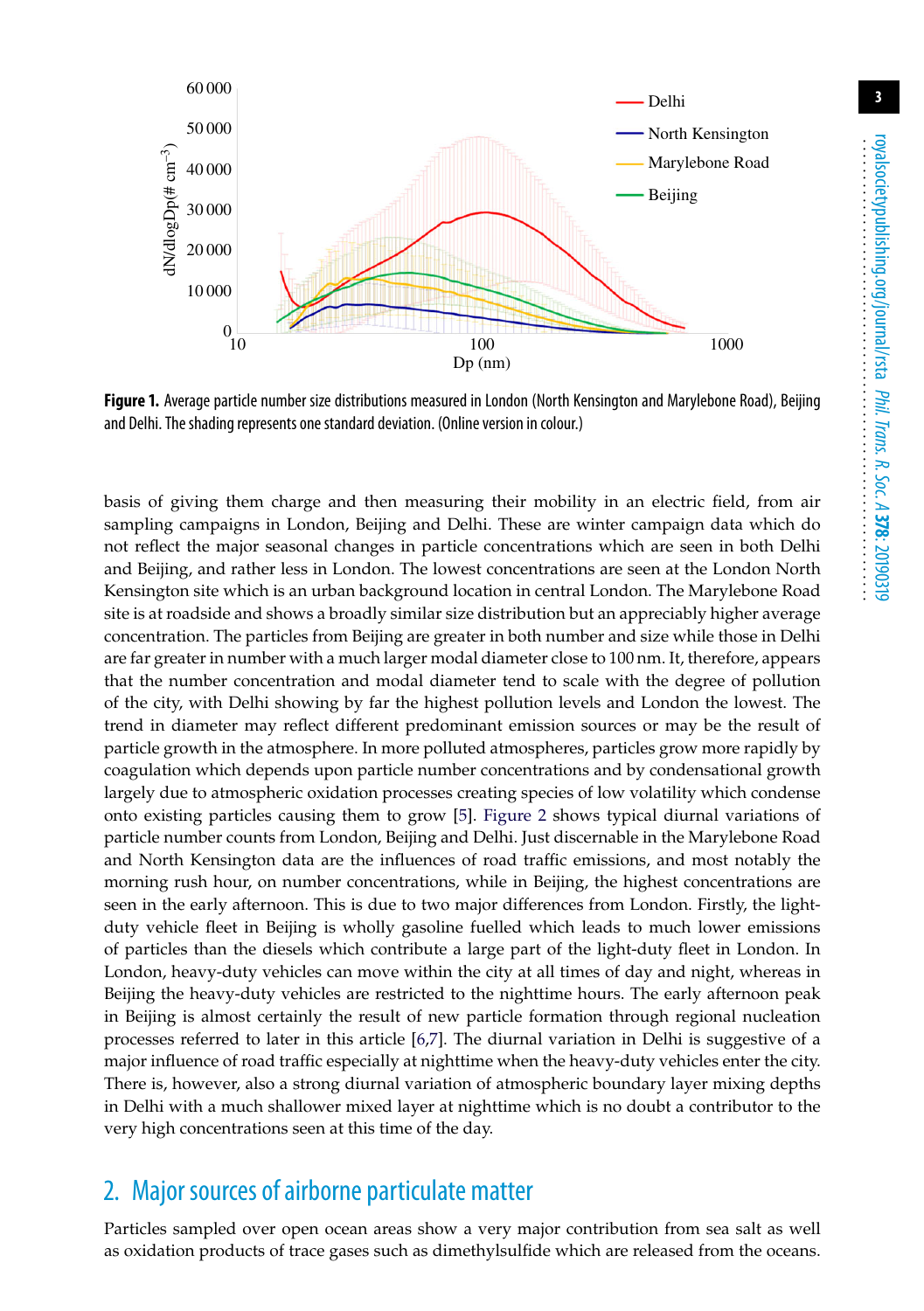60 000

50 000

40 000

30 000

20 000

10 000

0

dN/dlogDp(# cm$^{-3}$)

10

100

1000

Dp (nm)

Delhi

North Kensington

Marylebone Road

Beijing

**Figure 1.** Average particle number size distributions measured in London (North Kensington and Marylebone Road), Beijing and Delhi. The shading represents one standard deviation. (Online version in colour.)

basis of giving them charge and then measuring their mobility in an electric field, from air sampling campaigns in London, Beijing and Delhi. These are winter campaign data which do not reflect the major seasonal changes in particle concentrations which are seen in both Delhi and Beijing, and rather less in London. The lowest concentrations are seen at the London North Kensington site which is an urban background location in central London. The Marylebone Road site is at roadside and shows a broadly similar size distribution but an appreciably higher average concentration. The particles from Beijing are greater in both number and size while those in Delhi are far greater in number with a much larger modal diameter close to 100 nm. It, therefore, appears that the number concentration and modal diameter tend to scale with the degree of pollution of the city, with Delhi showing by far the highest pollution levels and London the lowest. The trend in diameter may reflect different predominant emission sources or may be the result of particle growth in the atmosphere. In more polluted atmospheres, particles grow more rapidly by coagulation which depends upon particle number concentrations and by condensational growth largely due to atmospheric oxidation processes creating species of low volatility which condense onto existing particles causing them to grow [5]. Figure 2 shows typical diurnal variations of particle number counts from London, Beijing and Delhi. Just discernable in the Marylebone Road and North Kensington data are the influences of road traffic emissions, and most notably the morning rush hour, on number concentrations, while in Beijing, the highest concentrations are seen in the early afternoon. This is due to two major differences from London. Firstly, the light-duty vehicle fleet in Beijing is wholly gasoline fuelled which leads to much lower emissions of particles than the diesels which contribute a large part of the light-duty fleet in London. In London, heavy-duty vehicles can move within the city at all times of day and night, whereas in Beijing the heavy-duty vehicles are restricted to the nighttime hours. The early afternoon peak in Beijing is almost certainly the result of new particle formation through regional nucleation processes referred to later in this article [6,7]. The diurnal variation in Delhi is suggestive of a major influence of road traffic especially at nighttime when the heavy-duty vehicles enter the city. There is, however, also a strong diurnal variation of atmospheric boundary layer mixing depths in Delhi with a much shallower mixed layer at nighttime which is no doubt a contributor to the very high concentrations seen at this time of the day.

## 2. Major sources of airborne particulate matter

Particles sampled over open ocean areas show a very major contribution from sea salt as well as oxidation products of trace gases such as dimethylsulfide which are released from the oceans.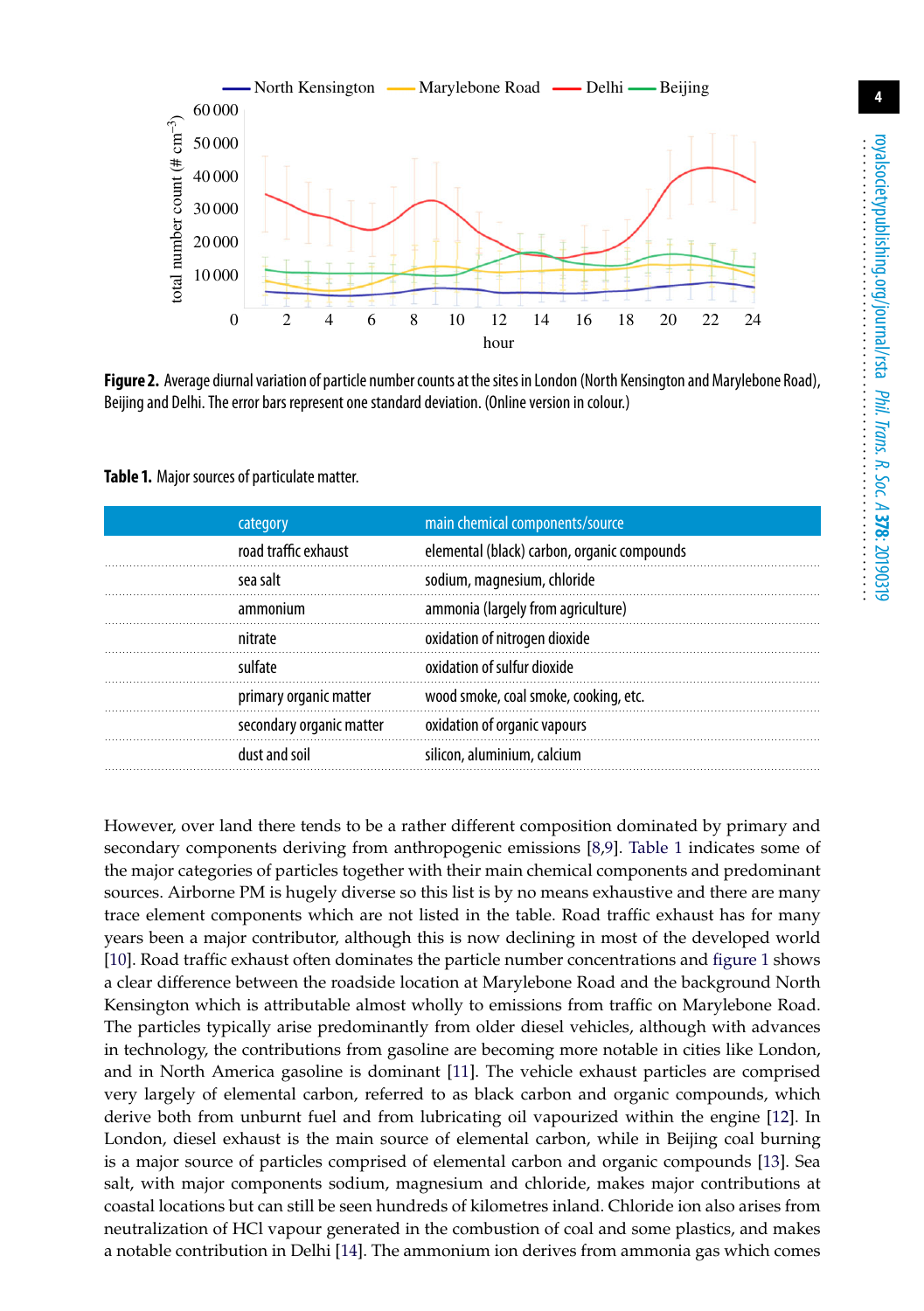North Kensington — Marylebone Road — Delhi — Beijing

total number count (# $cm^{-3}$)

60 000
50 000
40 000
30 000
20 000
10 000
0

2 4 6 8 10 12 14 16 18 20 22 24

hour

**Figure 2.** Average diurnal variation of particle number counts at the sites in London (North Kensington and Marylebone Road), Beijing and Delhi. The error bars represent one standard deviation. (Online version in colour.)

**Table 1.** Major sources of particulate matter.

| category | main chemical components/source |
|---|---|
| road traffic exhaust | elemental (black) carbon, organic compounds |
| sea salt | sodium, magnesium, chloride |
| ammonium | ammonia (largely from agriculture) |
| nitrate | oxidation of nitrogen dioxide |
| sulfate | oxidation of sulfur dioxide |
| primary organic matter | wood smoke, coal smoke, cooking, etc. |
| secondary organic matter | oxidation of organic vapours |
| dust and soil | silicon, aluminium, calcium |

However, over land there tends to be a rather different composition dominated by primary and secondary components deriving from anthropogenic emissions [8,9]. Table 1 indicates some of the major categories of particles together with their main chemical components and predominant sources. Airborne PM is hugely diverse so this list is by no means exhaustive and there are many trace element components which are not listed in the table. Road traffic exhaust has for many years been a major contributor, although this is now declining in most of the developed world [10]. Road traffic exhaust often dominates the particle number concentrations and figure 1 shows a clear difference between the roadside location at Marylebone Road and the background North Kensington which is attributable almost wholly to emissions from traffic on Marylebone Road. The particles typically arise predominantly from older diesel vehicles, although with advances in technology, the contributions from gasoline are becoming more notable in cities like London, and in North America gasoline is dominant [11]. The vehicle exhaust particles are comprised very largely of elemental carbon, referred to as black carbon and organic compounds, which derive both from unburnt fuel and from lubricating oil vapourized within the engine [12]. In London, diesel exhaust is the main source of elemental carbon, while in Beijing coal burning is a major source of particles comprised of elemental carbon and organic compounds [13]. Sea salt, with major components sodium, magnesium and chloride, makes major contributions at coastal locations but can still be seen hundreds of kilometres inland. Chloride ion also arises from neutralization of HCl vapour generated in the combustion of coal and some plastics, and makes a notable contribution in Delhi [14]. The ammonium ion derives from ammonia gas which comes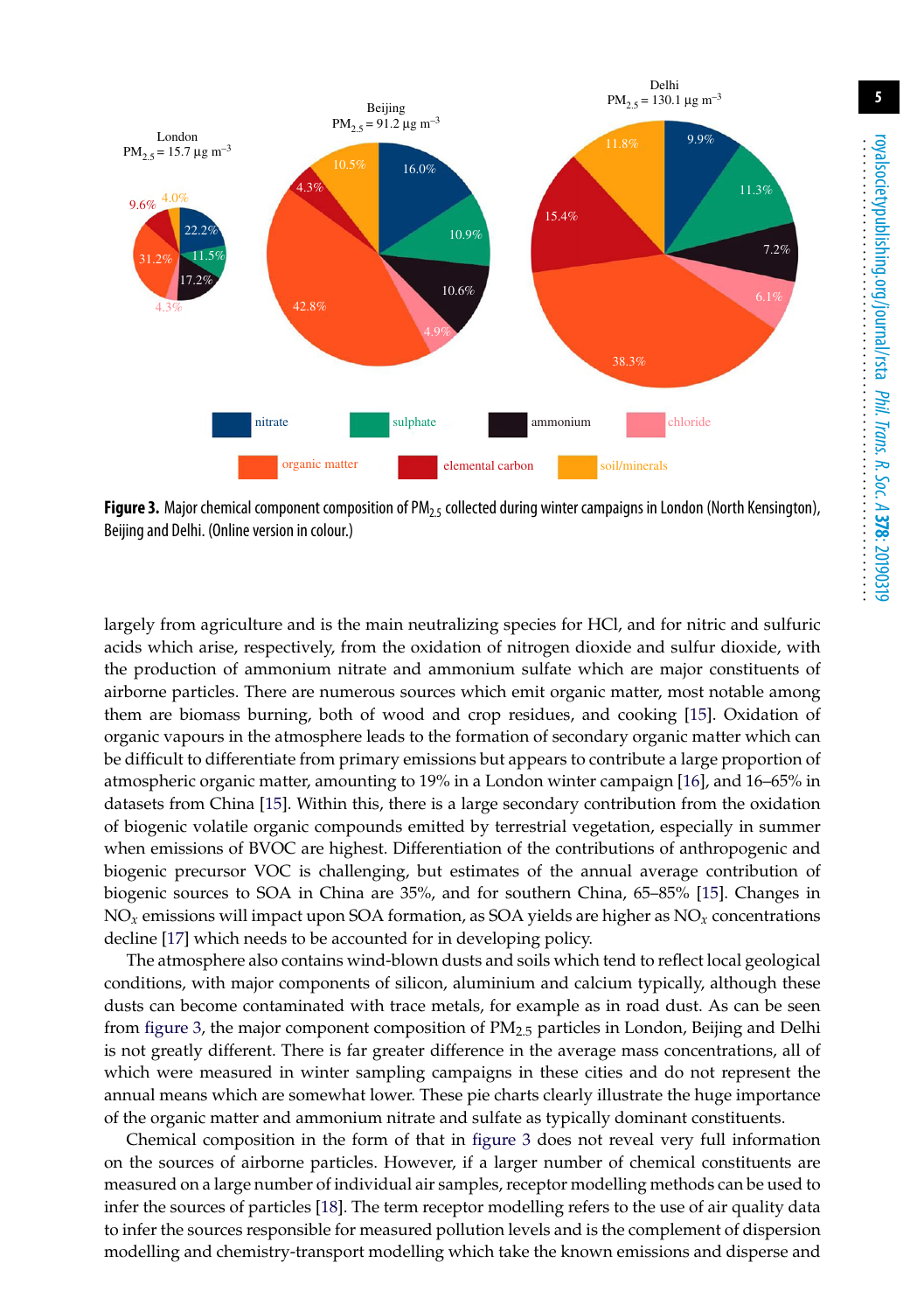London
$PM_{2.5}$ = 15.7 µg m$^{-3}$

Beijing
$PM_{2.5}$ = 91.2 µg m$^{-3}$

Delhi
$PM_{2.5}$ = 130.1 µg m$^{-3}$

22.2%
11.5%
17.2%
4.3%
31.2%
9.6%
4.0%

16.0%
10.9%
10.6%
4.9%
42.8%
4.3%
10.5%

9.9%
11.3%
7.2%
6.1%
38.3%
15.4%
11.8%

nitrate
sulphate
ammonium
chloride
organic matter
elemental carbon
soil/minerals

**Figure 3.** Major chemical component composition of $PM_{2.5}$ collected during winter campaigns in London (North Kensington), Beijing and Delhi. (Online version in colour.)

largely from agriculture and is the main neutralizing species for HCl, and for nitric and sulfuric acids which arise, respectively, from the oxidation of nitrogen dioxide and sulfur dioxide, with the production of ammonium nitrate and ammonium sulfate which are major constituents of airborne particles. There are numerous sources which emit organic matter, most notable among them are biomass burning, both of wood and crop residues, and cooking [15]. Oxidation of organic vapours in the atmosphere leads to the formation of secondary organic matter which can be difficult to differentiate from primary emissions but appears to contribute a large proportion of atmospheric organic matter, amounting to 19% in a London winter campaign [16], and 16–65% in datasets from China [15]. Within this, there is a large secondary contribution from the oxidation of biogenic volatile organic compounds emitted by terrestrial vegetation, especially in summer when emissions of BVOC are highest. Differentiation of the contributions of anthropogenic and biogenic precursor VOC is challenging, but estimates of the annual average contribution of biogenic sources to SOA in China are 35%, and for southern China, 65–85% [15]. Changes in $NO_x$ emissions will impact upon SOA formation, as SOA yields are higher as $NO_x$ concentrations decline [17] which needs to be accounted for in developing policy.

The atmosphere also contains wind-blown dusts and soils which tend to reflect local geological conditions, with major components of silicon, aluminium and calcium typically, although these dusts can become contaminated with trace metals, for example as in road dust. As can be seen from figure 3, the major component composition of $PM_{2.5}$ particles in London, Beijing and Delhi is not greatly different. There is far greater difference in the average mass concentrations, all of which were measured in winter sampling campaigns in these cities and do not represent the annual means which are somewhat lower. These pie charts clearly illustrate the huge importance of the organic matter and ammonium nitrate and sulfate as typically dominant constituents.

Chemical composition in the form of that in figure 3 does not reveal very full information on the sources of airborne particles. However, if a larger number of chemical constituents are measured on a large number of individual air samples, receptor modelling methods can be used to infer the sources of particles [18]. The term receptor modelling refers to the use of air quality data to infer the sources responsible for measured pollution levels and is the complement of dispersion modelling and chemistry-transport modelling which take the known emissions and disperse and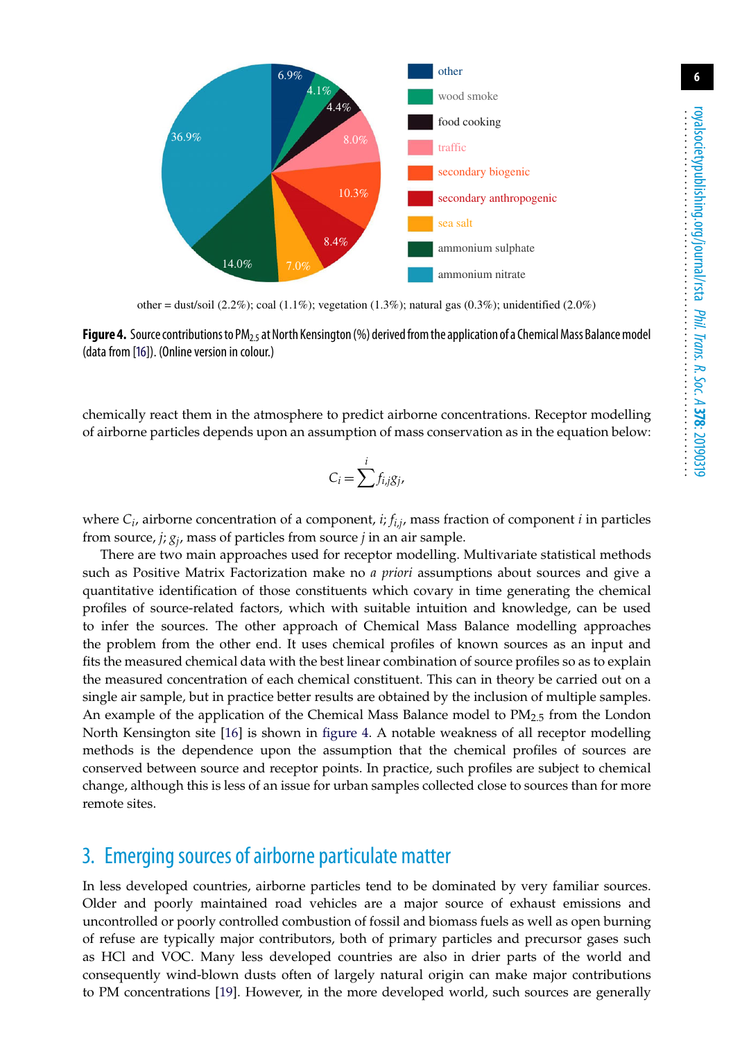other = dust/soil (2.2%); coal (1.1%); vegetation (1.3%); natural gas (0.3%); unidentified (2.0%)

**Figure 4.** Source contributions to $PM_{2.5}$ at North Kensington (%) derived from the application of a Chemical Mass Balance model (data from [16]). (Online version in colour.)

chemically react them in the atmosphere to predict airborne concentrations. Receptor modelling of airborne particles depends upon an assumption of mass conservation as in the equation below:

$$C_i = \sum^{i} f_{i,j} g_j,$$

where $C_i$, airborne concentration of a component, $i$; $f_{i,j}$, mass fraction of component $i$ in particles from source, $j$; $g_j$, mass of particles from source $j$ in an air sample.

There are two main approaches used for receptor modelling. Multivariate statistical methods such as Positive Matrix Factorization make no *a priori* assumptions about sources and give a quantitative identification of those constituents which covary in time generating the chemical profiles of source-related factors, which with suitable intuition and knowledge, can be used to infer the sources. The other approach of Chemical Mass Balance modelling approaches the problem from the other end. It uses chemical profiles of known sources as an input and fits the measured chemical data with the best linear combination of source profiles so as to explain the measured concentration of each chemical constituent. This can in theory be carried out on a single air sample, but in practice better results are obtained by the inclusion of multiple samples. An example of the application of the Chemical Mass Balance model to $PM_{2.5}$ from the London North Kensington site [16] is shown in figure 4. A notable weakness of all receptor modelling methods is the dependence upon the assumption that the chemical profiles of sources are conserved between source and receptor points. In practice, such profiles are subject to chemical change, although this is less of an issue for urban samples collected close to sources than for more remote sites.

## 3. Emerging sources of airborne particulate matter

In less developed countries, airborne particles tend to be dominated by very familiar sources. Older and poorly maintained road vehicles are a major source of exhaust emissions and uncontrolled or poorly controlled combustion of fossil and biomass fuels as well as open burning of refuse are typically major contributors, both of primary particles and precursor gases such as HCl and VOC. Many less developed countries are also in drier parts of the world and consequently wind-blown dusts often of largely natural origin can make major contributions to PM concentrations [19]. However, in the more developed world, such sources are generally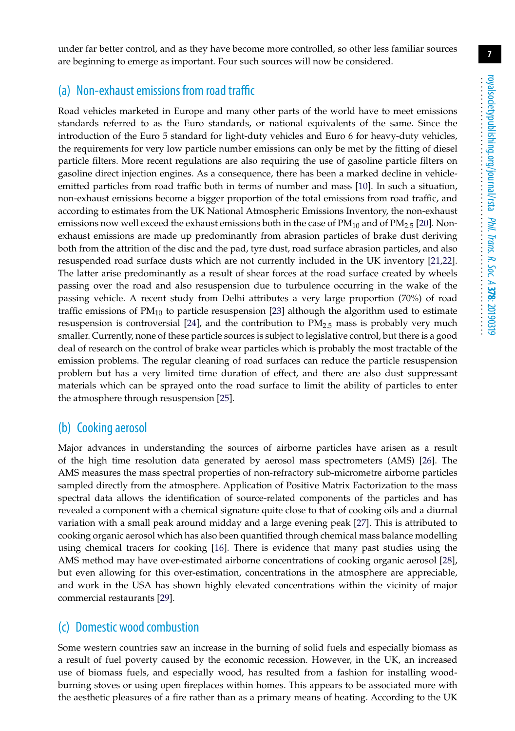under far better control, and as they have become more controlled, so other less familiar sources are beginning to emerge as important. Four such sources will now be considered.

## (a) Non-exhaust emissions from road traffic

Road vehicles marketed in Europe and many other parts of the world have to meet emissions standards referred to as the Euro standards, or national equivalents of the same. Since the introduction of the Euro 5 standard for light-duty vehicles and Euro 6 for heavy-duty vehicles, the requirements for very low particle number emissions can only be met by the fitting of diesel particle filters. More recent regulations are also requiring the use of gasoline particle filters on gasoline direct injection engines. As a consequence, there has been a marked decline in vehicle-emitted particles from road traffic both in terms of number and mass [10]. In such a situation, non-exhaust emissions become a bigger proportion of the total emissions from road traffic, and according to estimates from the UK National Atmospheric Emissions Inventory, the non-exhaust emissions now well exceed the exhaust emissions both in the case of $PM_{10}$ and of $PM_{2.5}$ [20]. Non-exhaust emissions are made up predominantly from abrasion particles of brake dust deriving both from the attrition of the disc and the pad, tyre dust, road surface abrasion particles, and also resuspended road surface dusts which are not currently included in the UK inventory [21,22]. The latter arise predominantly as a result of shear forces at the road surface created by wheels passing over the road and also resuspension due to turbulence occurring in the wake of the passing vehicle. A recent study from Delhi attributes a very large proportion (70%) of road traffic emissions of $PM_{10}$ to particle resuspension [23] although the algorithm used to estimate resuspension is controversial [24], and the contribution to $PM_{2.5}$ mass is probably very much smaller. Currently, none of these particle sources is subject to legislative control, but there is a good deal of research on the control of brake wear particles which is probably the most tractable of the emission problems. The regular cleaning of road surfaces can reduce the particle resuspension problem but has a very limited time duration of effect, and there are also dust suppressant materials which can be sprayed onto the road surface to limit the ability of particles to enter the atmosphere through resuspension [25].

## (b) Cooking aerosol

Major advances in understanding the sources of airborne particles have arisen as a result of the high time resolution data generated by aerosol mass spectrometers (AMS) [26]. The AMS measures the mass spectral properties of non-refractory sub-micrometre airborne particles sampled directly from the atmosphere. Application of Positive Matrix Factorization to the mass spectral data allows the identification of source-related components of the particles and has revealed a component with a chemical signature quite close to that of cooking oils and a diurnal variation with a small peak around midday and a large evening peak [27]. This is attributed to cooking organic aerosol which has also been quantified through chemical mass balance modelling using chemical tracers for cooking [16]. There is evidence that many past studies using the AMS method may have over-estimated airborne concentrations of cooking organic aerosol [28], but even allowing for this over-estimation, concentrations in the atmosphere are appreciable, and work in the USA has shown highly elevated concentrations within the vicinity of major commercial restaurants [29].

## (c) Domestic wood combustion

Some western countries saw an increase in the burning of solid fuels and especially biomass as a result of fuel poverty caused by the economic recession. However, in the UK, an increased use of biomass fuels, and especially wood, has resulted from a fashion for installing wood-burning stoves or using open fireplaces within homes. This appears to be associated more with the aesthetic pleasures of a fire rather than as a primary means of heating. According to the UK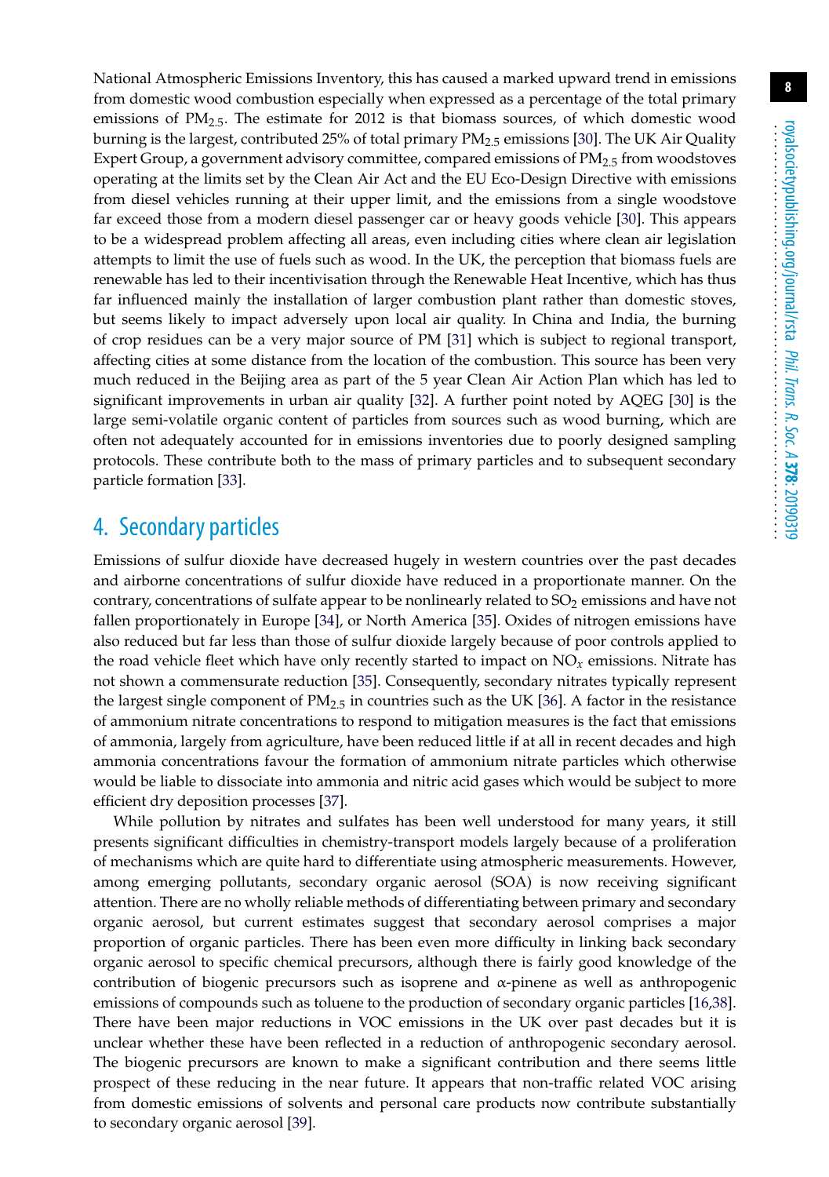National Atmospheric Emissions Inventory, this has caused a marked upward trend in emissions from domestic wood combustion especially when expressed as a percentage of the total primary emissions of $PM_{2.5}$. The estimate for 2012 is that biomass sources, of which domestic wood burning is the largest, contributed 25% of total primary $PM_{2.5}$ emissions [30]. The UK Air Quality Expert Group, a government advisory committee, compared emissions of $PM_{2.5}$ from woodstoves operating at the limits set by the Clean Air Act and the EU Eco-Design Directive with emissions from diesel vehicles running at their upper limit, and the emissions from a single woodstove far exceed those from a modern diesel passenger car or heavy goods vehicle [30]. This appears to be a widespread problem affecting all areas, even including cities where clean air legislation attempts to limit the use of fuels such as wood. In the UK, the perception that biomass fuels are renewable has led to their incentivisation through the Renewable Heat Incentive, which has thus far influenced mainly the installation of larger combustion plant rather than domestic stoves, but seems likely to impact adversely upon local air quality. In China and India, the burning of crop residues can be a very major source of PM [31] which is subject to regional transport, affecting cities at some distance from the location of the combustion. This source has been very much reduced in the Beijing area as part of the 5 year Clean Air Action Plan which has led to significant improvements in urban air quality [32]. A further point noted by AQEG [30] is the large semi-volatile organic content of particles from sources such as wood burning, which are often not adequately accounted for in emissions inventories due to poorly designed sampling protocols. These contribute both to the mass of primary particles and to subsequent secondary particle formation [33].

## 4. Secondary particles

Emissions of sulfur dioxide have decreased hugely in western countries over the past decades and airborne concentrations of sulfur dioxide have reduced in a proportionate manner. On the contrary, concentrations of sulfate appear to be nonlinearly related to $SO_2$ emissions and have not fallen proportionately in Europe [34], or North America [35]. Oxides of nitrogen emissions have also reduced but far less than those of sulfur dioxide largely because of poor controls applied to the road vehicle fleet which have only recently started to impact on $NO_x$ emissions. Nitrate has not shown a commensurate reduction [35]. Consequently, secondary nitrates typically represent the largest single component of $PM_{2.5}$ in countries such as the UK [36]. A factor in the resistance of ammonium nitrate concentrations to respond to mitigation measures is the fact that emissions of ammonia, largely from agriculture, have been reduced little if at all in recent decades and high ammonia concentrations favour the formation of ammonium nitrate particles which otherwise would be liable to dissociate into ammonia and nitric acid gases which would be subject to more efficient dry deposition processes [37].

While pollution by nitrates and sulfates has been well understood for many years, it still presents significant difficulties in chemistry-transport models largely because of a proliferation of mechanisms which are quite hard to differentiate using atmospheric measurements. However, among emerging pollutants, secondary organic aerosol (SOA) is now receiving significant attention. There are no wholly reliable methods of differentiating between primary and secondary organic aerosol, but current estimates suggest that secondary aerosol comprises a major proportion of organic particles. There has been even more difficulty in linking back secondary organic aerosol to specific chemical precursors, although there is fairly good knowledge of the contribution of biogenic precursors such as isoprene and $\alpha$-pinene as well as anthropogenic emissions of compounds such as toluene to the production of secondary organic particles [16,38]. There have been major reductions in VOC emissions in the UK over past decades but it is unclear whether these have been reflected in a reduction of anthropogenic secondary aerosol. The biogenic precursors are known to make a significant contribution and there seems little prospect of these reducing in the near future. It appears that non-traffic related VOC arising from domestic emissions of solvents and personal care products now contribute substantially to secondary organic aerosol [39].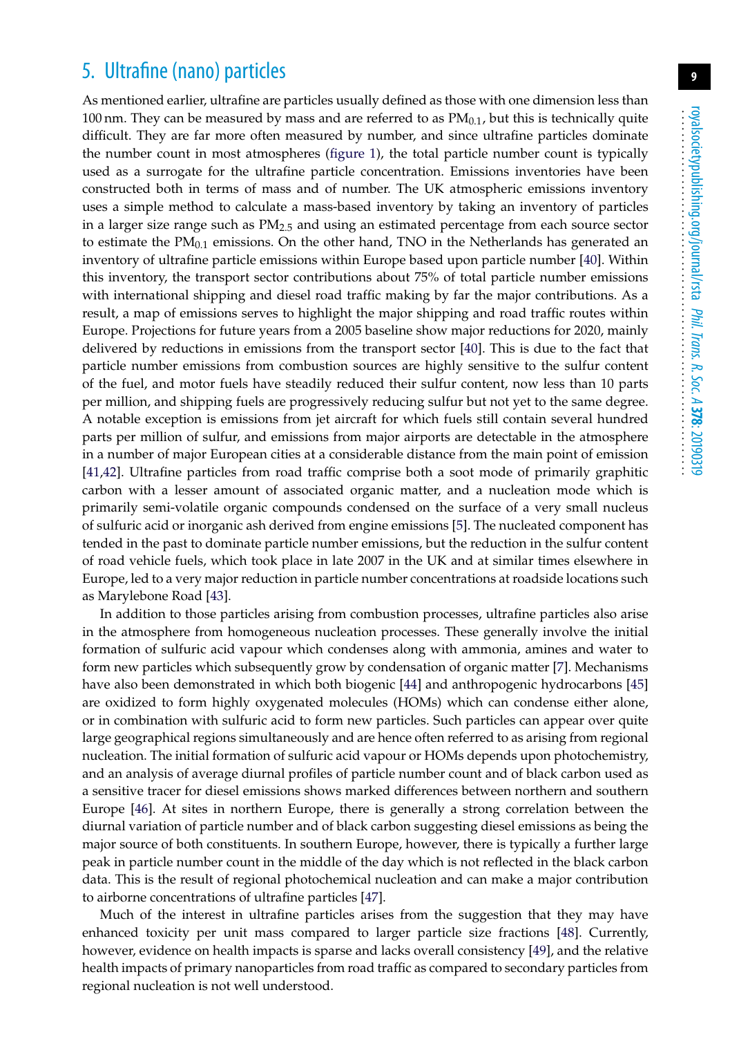## 5. Ultrafine (nano) particles

As mentioned earlier, ultrafine are particles usually defined as those with one dimension less than 100 nm. They can be measured by mass and are referred to as $PM_{0.1}$, but this is technically quite difficult. They are far more often measured by number, and since ultrafine particles dominate the number count in most atmospheres (figure 1), the total particle number count is typically used as a surrogate for the ultrafine particle concentration. Emissions inventories have been constructed both in terms of mass and of number. The UK atmospheric emissions inventory uses a simple method to calculate a mass-based inventory by taking an inventory of particles in a larger size range such as $PM_{2.5}$ and using an estimated percentage from each source sector to estimate the $PM_{0.1}$ emissions. On the other hand, TNO in the Netherlands has generated an inventory of ultrafine particle emissions within Europe based upon particle number [40]. Within this inventory, the transport sector contributions about 75% of total particle number emissions with international shipping and diesel road traffic making by far the major contributions. As a result, a map of emissions serves to highlight the major shipping and road traffic routes within Europe. Projections for future years from a 2005 baseline show major reductions for 2020, mainly delivered by reductions in emissions from the transport sector [40]. This is due to the fact that particle number emissions from combustion sources are highly sensitive to the sulfur content of the fuel, and motor fuels have steadily reduced their sulfur content, now less than 10 parts per million, and shipping fuels are progressively reducing sulfur but not yet to the same degree. A notable exception is emissions from jet aircraft for which fuels still contain several hundred parts per million of sulfur, and emissions from major airports are detectable in the atmosphere in a number of major European cities at a considerable distance from the main point of emission [41,42]. Ultrafine particles from road traffic comprise both a soot mode of primarily graphitic carbon with a lesser amount of associated organic matter, and a nucleation mode which is primarily semi-volatile organic compounds condensed on the surface of a very small nucleus of sulfuric acid or inorganic ash derived from engine emissions [5]. The nucleated component has tended in the past to dominate particle number emissions, but the reduction in the sulfur content of road vehicle fuels, which took place in late 2007 in the UK and at similar times elsewhere in Europe, led to a very major reduction in particle number concentrations at roadside locations such as Marylebone Road [43].

In addition to those particles arising from combustion processes, ultrafine particles also arise in the atmosphere from homogeneous nucleation processes. These generally involve the initial formation of sulfuric acid vapour which condenses along with ammonia, amines and water to form new particles which subsequently grow by condensation of organic matter [7]. Mechanisms have also been demonstrated in which both biogenic [44] and anthropogenic hydrocarbons [45] are oxidized to form highly oxygenated molecules (HOMs) which can condense either alone, or in combination with sulfuric acid to form new particles. Such particles can appear over quite large geographical regions simultaneously and are hence often referred to as arising from regional nucleation. The initial formation of sulfuric acid vapour or HOMs depends upon photochemistry, and an analysis of average diurnal profiles of particle number count and of black carbon used as a sensitive tracer for diesel emissions shows marked differences between northern and southern Europe [46]. At sites in northern Europe, there is generally a strong correlation between the diurnal variation of particle number and of black carbon suggesting diesel emissions as being the major source of both constituents. In southern Europe, however, there is typically a further large peak in particle number count in the middle of the day which is not reflected in the black carbon data. This is the result of regional photochemical nucleation and can make a major contribution to airborne concentrations of ultrafine particles [47].

Much of the interest in ultrafine particles arises from the suggestion that they may have enhanced toxicity per unit mass compared to larger particle size fractions [48]. Currently, however, evidence on health impacts is sparse and lacks overall consistency [49], and the relative health impacts of primary nanoparticles from road traffic as compared to secondary particles from regional nucleation is not well understood.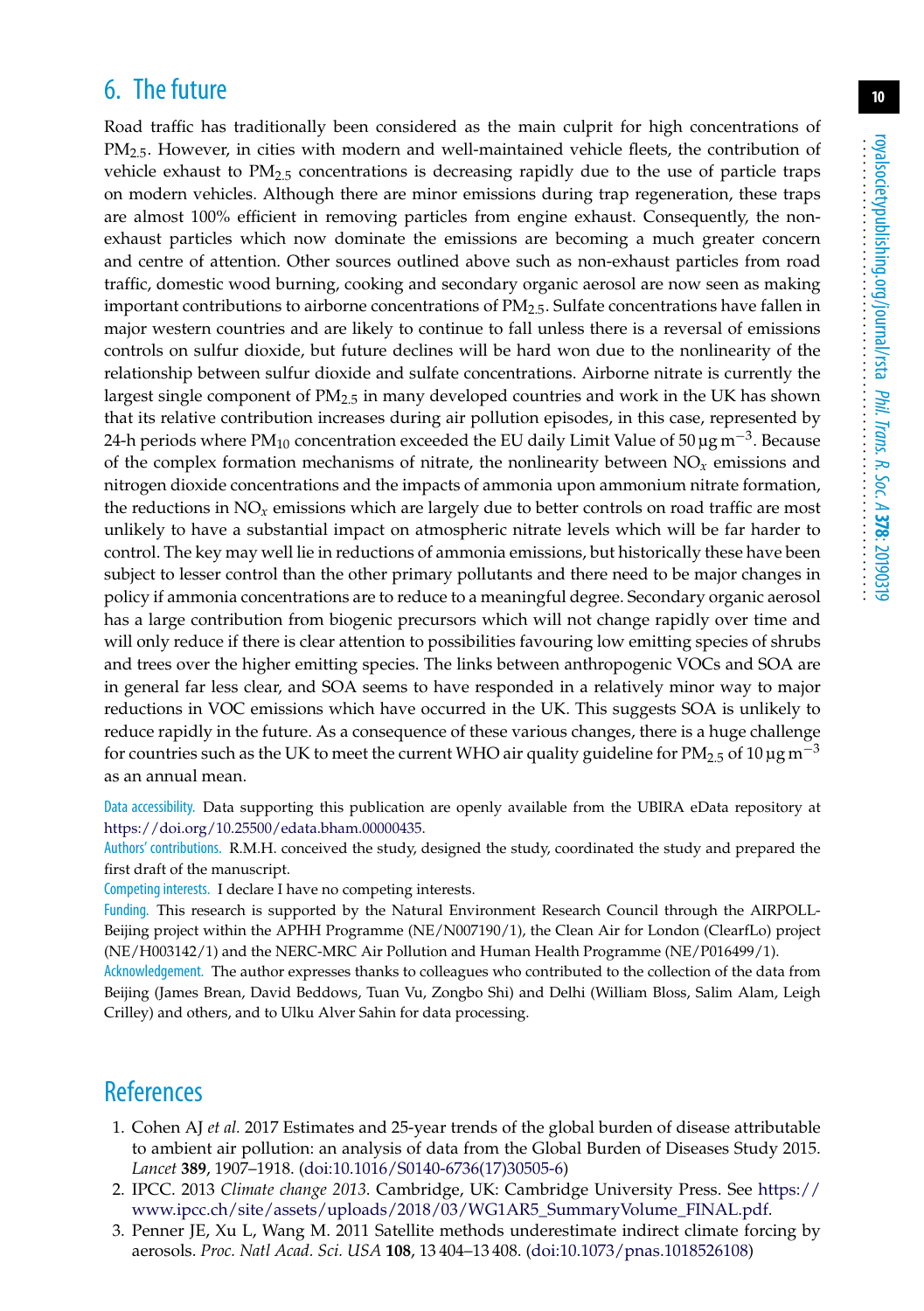## 6. The future

Road traffic has traditionally been considered as the main culprit for high concentrations of $PM_{2.5}$. However, in cities with modern and well-maintained vehicle fleets, the contribution of vehicle exhaust to $PM_{2.5}$ concentrations is decreasing rapidly due to the use of particle traps on modern vehicles. Although there are minor emissions during trap regeneration, these traps are almost 100% efficient in removing particles from engine exhaust. Consequently, the non-exhaust particles which now dominate the emissions are becoming a much greater concern and centre of attention. Other sources outlined above such as non-exhaust particles from road traffic, domestic wood burning, cooking and secondary organic aerosol are now seen as making important contributions to airborne concentrations of $PM_{2.5}$. Sulfate concentrations have fallen in major western countries and are likely to continue to fall unless there is a reversal of emissions controls on sulfur dioxide, but future declines will be hard won due to the nonlinearity of the relationship between sulfur dioxide and sulfate concentrations. Airborne nitrate is currently the largest single component of $PM_{2.5}$ in many developed countries and work in the UK has shown that its relative contribution increases during air pollution episodes, in this case, represented by 24-h periods where $PM_{10}$ concentration exceeded the EU daily Limit Value of $50\,\mu g\,m^{-3}$. Because of the complex formation mechanisms of nitrate, the nonlinearity between $NO_x$ emissions and nitrogen dioxide concentrations and the impacts of ammonia upon ammonium nitrate formation, the reductions in $NO_x$ emissions which are largely due to better controls on road traffic are most unlikely to have a substantial impact on atmospheric nitrate levels which will be far harder to control. The key may well lie in reductions of ammonia emissions, but historically these have been subject to lesser control than the other primary pollutants and there need to be major changes in policy if ammonia concentrations are to reduce to a meaningful degree. Secondary organic aerosol has a large contribution from biogenic precursors which will not change rapidly over time and will only reduce if there is clear attention to possibilities favouring low emitting species of shrubs and trees over the higher emitting species. The links between anthropogenic VOCs and SOA are in general far less clear, and SOA seems to have responded in a relatively minor way to major reductions in VOC emissions which have occurred in the UK. This suggests SOA is unlikely to reduce rapidly in the future. As a consequence of these various changes, there is a huge challenge for countries such as the UK to meet the current WHO air quality guideline for $PM_{2.5}$ of $10\,\mu g\,m^{-3}$ as an annual mean.

Data accessibility. Data supporting this publication are openly available from the UBIRA eData repository at https://doi.org/10.25500/edata.bham.00000435.

Authors' contributions. R.M.H. conceived the study, designed the study, coordinated the study and prepared the first draft of the manuscript.

Competing interests. I declare I have no competing interests.

Funding. This research is supported by the Natural Environment Research Council through the AIRPOLL-Beijing project within the APHH Programme (NE/N007190/1), the Clean Air for London (ClearfLo) project (NE/H003142/1) and the NERC-MRC Air Pollution and Human Health Programme (NE/P016499/1).

Acknowledgement. The author expresses thanks to colleagues who contributed to the collection of the data from Beijing (James Brean, David Beddows, Tuan Vu, Zongbo Shi) and Delhi (William Bloss, Salim Alam, Leigh Crilley) and others, and to Ulku Alver Sahin for data processing.

## References

1. Cohen AJ *et al.* 2017 Estimates and 25-year trends of the global burden of disease attributable to ambient air pollution: an analysis of data from the Global Burden of Diseases Study 2015. *Lancet* **389**, 1907–1918. (doi:10.1016/S0140-6736(17)30505-6)
2. IPCC. 2013 *Climate change 2013*. Cambridge, UK: Cambridge University Press. See https://www.ipcc.ch/site/assets/uploads/2018/03/WG1AR5_SummaryVolume_FINAL.pdf.
3. Penner JE, Xu L, Wang M. 2011 Satellite methods underestimate indirect climate forcing by aerosols. *Proc. Natl Acad. Sci. USA* **108**, 13 404–13 408. (doi:10.1073/pnas.1018526108)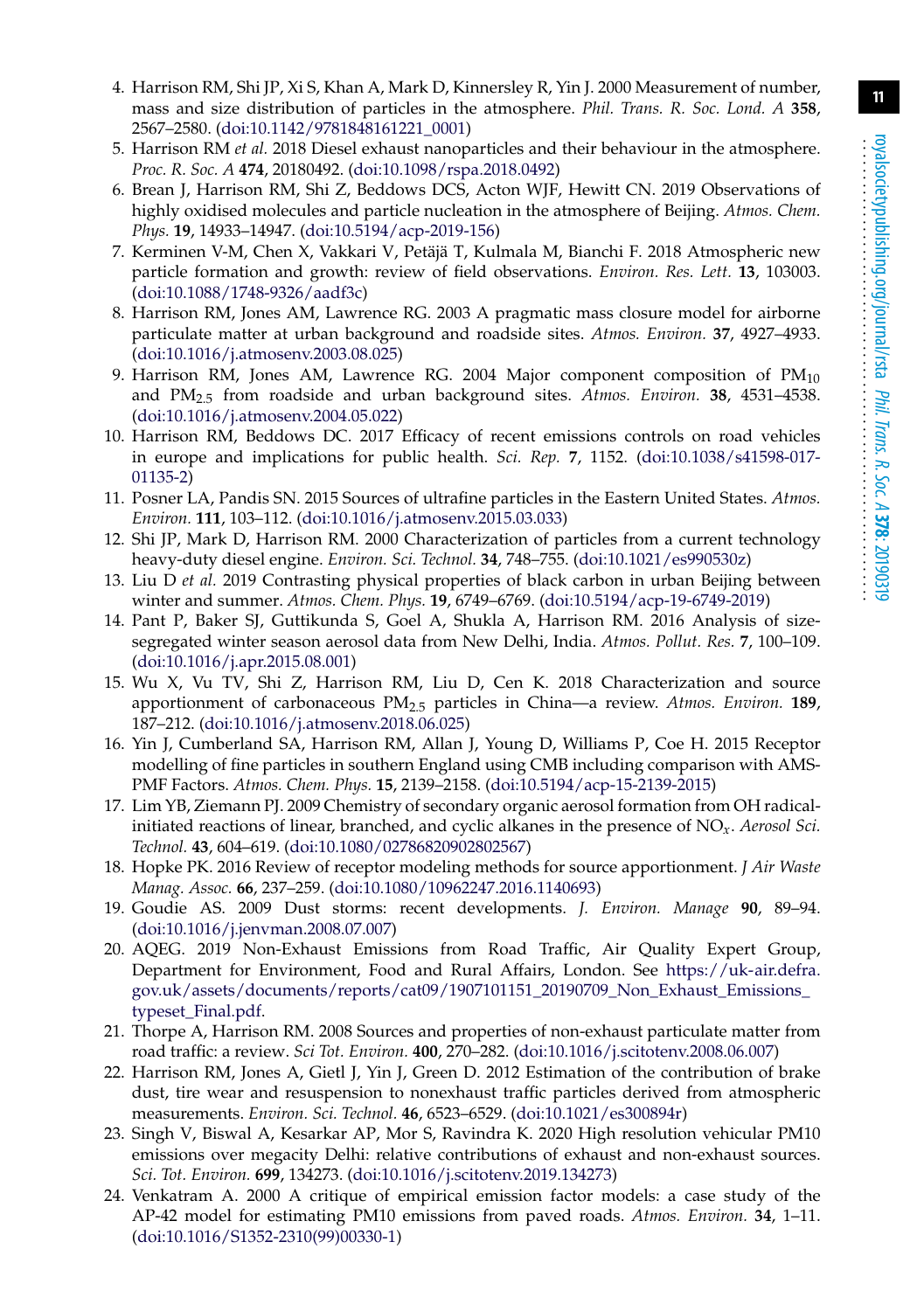4. Harrison RM, Shi JP, Xi S, Khan A, Mark D, Kinnersley R, Yin J. 2000 Measurement of number, mass and size distribution of particles in the atmosphere. *Phil. Trans. R. Soc. Lond. A* **358**, 2567–2580. (doi:10.1142/9781848161221_0001)
5. Harrison RM *et al.* 2018 Diesel exhaust nanoparticles and their behaviour in the atmosphere. *Proc. R. Soc. A* **474**, 20180492. (doi:10.1098/rspa.2018.0492)
6. Brean J, Harrison RM, Shi Z, Beddows DCS, Acton WJF, Hewitt CN. 2019 Observations of highly oxidised molecules and particle nucleation in the atmosphere of Beijing. *Atmos. Chem. Phys.* **19**, 14933–14947. (doi:10.5194/acp-2019-156)
7. Kerminen V-M, Chen X, Vakkari V, Petäjä T, Kulmala M, Bianchi F. 2018 Atmospheric new particle formation and growth: review of field observations. *Environ. Res. Lett.* **13**, 103003. (doi:10.1088/1748-9326/aadf3c)
8. Harrison RM, Jones AM, Lawrence RG. 2003 A pragmatic mass closure model for airborne particulate matter at urban background and roadside sites. *Atmos. Environ.* **37**, 4927–4933. (doi:10.1016/j.atmosenv.2003.08.025)
9. Harrison RM, Jones AM, Lawrence RG. 2004 Major component composition of $PM_{10}$ and $PM_{2.5}$ from roadside and urban background sites. *Atmos. Environ.* **38**, 4531–4538. (doi:10.1016/j.atmosenv.2004.05.022)
10. Harrison RM, Beddows DC. 2017 Efficacy of recent emissions controls on road vehicles in europe and implications for public health. *Sci. Rep.* **7**, 1152. (doi:10.1038/s41598-017-01135-2)
11. Posner LA, Pandis SN. 2015 Sources of ultrafine particles in the Eastern United States. *Atmos. Environ.* **111**, 103–112. (doi:10.1016/j.atmosenv.2015.03.033)
12. Shi JP, Mark D, Harrison RM. 2000 Characterization of particles from a current technology heavy-duty diesel engine. *Environ. Sci. Technol.* **34**, 748–755. (doi:10.1021/es990530z)
13. Liu D *et al.* 2019 Contrasting physical properties of black carbon in urban Beijing between winter and summer. *Atmos. Chem. Phys.* **19**, 6749–6769. (doi:10.5194/acp-19-6749-2019)
14. Pant P, Baker SJ, Guttikunda S, Goel A, Shukla A, Harrison RM. 2016 Analysis of size-segregated winter season aerosol data from New Delhi, India. *Atmos. Pollut. Res.* **7**, 100–109. (doi:10.1016/j.apr.2015.08.001)
15. Wu X, Vu TV, Shi Z, Harrison RM, Liu D, Cen K. 2018 Characterization and source apportionment of carbonaceous $PM_{2.5}$ particles in China—a review. *Atmos. Environ.* **189**, 187–212. (doi:10.1016/j.atmosenv.2018.06.025)
16. Yin J, Cumberland SA, Harrison RM, Allan J, Young D, Williams P, Coe H. 2015 Receptor modelling of fine particles in southern England using CMB including comparison with AMS-PMF Factors. *Atmos. Chem. Phys.* **15**, 2139–2158. (doi:10.5194/acp-15-2139-2015)
17. Lim YB, Ziemann PJ. 2009 Chemistry of secondary organic aerosol formation from OH radical-initiated reactions of linear, branched, and cyclic alkanes in the presence of $NO_x$. *Aerosol Sci. Technol.* **43**, 604–619. (doi:10.1080/02786820902802567)
18. Hopke PK. 2016 Review of receptor modeling methods for source apportionment. *J Air Waste Manag. Assoc.* **66**, 237–259. (doi:10.1080/10962247.2016.1140693)
19. Goudie AS. 2009 Dust storms: recent developments. *J. Environ. Manage* **90**, 89–94. (doi:10.1016/j.jenvman.2008.07.007)
20. AQEG. 2019 Non-Exhaust Emissions from Road Traffic, Air Quality Expert Group, Department for Environment, Food and Rural Affairs, London. See https://uk-air.defra.gov.uk/assets/documents/reports/cat09/1907101151_20190709_Non_Exhaust_Emissions_typeset_Final.pdf.
21. Thorpe A, Harrison RM. 2008 Sources and properties of non-exhaust particulate matter from road traffic: a review. *Sci Tot. Environ.* **400**, 270–282. (doi:10.1016/j.scitotenv.2008.06.007)
22. Harrison RM, Jones A, Gietl J, Yin J, Green D. 2012 Estimation of the contribution of brake dust, tire wear and resuspension to nonexhaust traffic particles derived from atmospheric measurements. *Environ. Sci. Technol.* **46**, 6523–6529. (doi:10.1021/es300894r)
23. Singh V, Biswal A, Kesarkar AP, Mor S, Ravindra K. 2020 High resolution vehicular PM10 emissions over megacity Delhi: relative contributions of exhaust and non-exhaust sources. *Sci. Tot. Environ.* **699**, 134273. (doi:10.1016/j.scitotenv.2019.134273)
24. Venkatram A. 2000 A critique of empirical emission factor models: a case study of the AP-42 model for estimating PM10 emissions from paved roads. *Atmos. Environ.* **34**, 1–11. (doi:10.1016/S1352-2310(99)00330-1)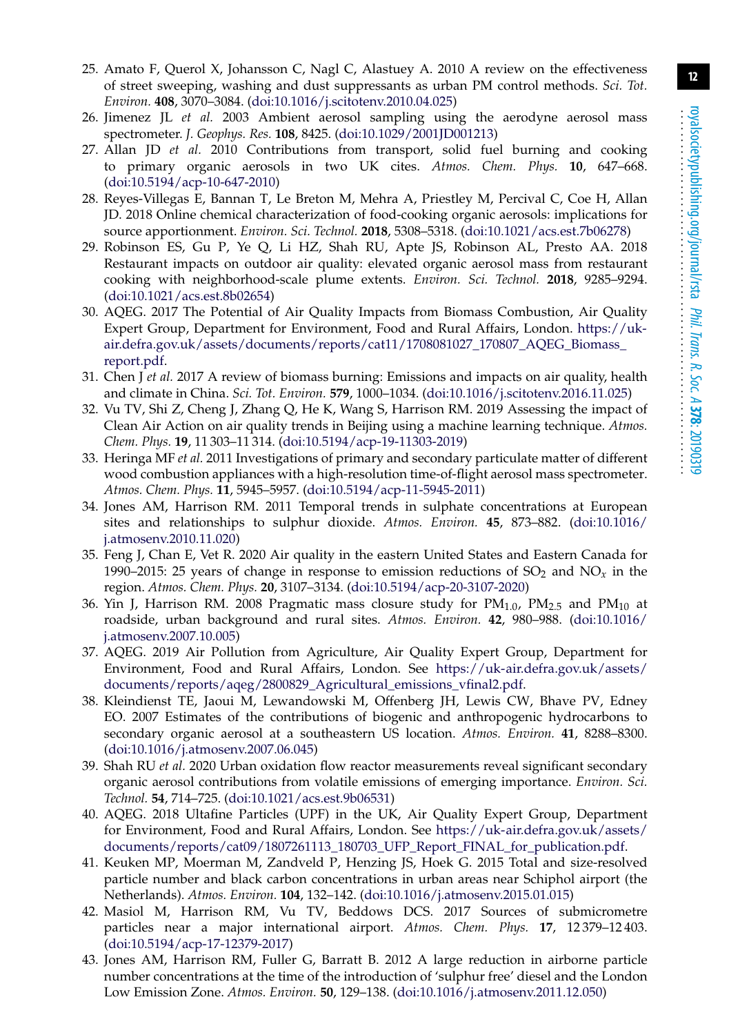25. Amato F, Querol X, Johansson C, Nagl C, Alastuey A. 2010 A review on the effectiveness of street sweeping, washing and dust suppressants as urban PM control methods. *Sci. Tot. Environ.* **408**, 3070–3084. (doi:10.1016/j.scitotenv.2010.04.025)
26. Jimenez JL *et al.* 2003 Ambient aerosol sampling using the aerodyne aerosol mass spectrometer. *J. Geophys. Res.* **108**, 8425. (doi:10.1029/2001JD001213)
27. Allan JD *et al.* 2010 Contributions from transport, solid fuel burning and cooking to primary organic aerosols in two UK cites. *Atmos. Chem. Phys.* **10**, 647–668. (doi:10.5194/acp-10-647-2010)
28. Reyes-Villegas E, Bannan T, Le Breton M, Mehra A, Priestley M, Percival C, Coe H, Allan JD. 2018 Online chemical characterization of food-cooking organic aerosols: implications for source apportionment. *Environ. Sci. Technol.* **2018**, 5308–5318. (doi:10.1021/acs.est.7b06278)
29. Robinson ES, Gu P, Ye Q, Li HZ, Shah RU, Apte JS, Robinson AL, Presto AA. 2018 Restaurant impacts on outdoor air quality: elevated organic aerosol mass from restaurant cooking with neighborhood-scale plume extents. *Environ. Sci. Technol.* **2018**, 9285–9294. (doi:10.1021/acs.est.8b02654)
30. AQEG. 2017 The Potential of Air Quality Impacts from Biomass Combustion, Air Quality Expert Group, Department for Environment, Food and Rural Affairs, London. https://uk-air.defra.gov.uk/assets/documents/reports/cat11/1708081027_170807_AQEG_Biomass_report.pdf.
31. Chen J *et al.* 2017 A review of biomass burning: Emissions and impacts on air quality, health and climate in China. *Sci. Tot. Environ.* **579**, 1000–1034. (doi:10.1016/j.scitotenv.2016.11.025)
32. Vu TV, Shi Z, Cheng J, Zhang Q, He K, Wang S, Harrison RM. 2019 Assessing the impact of Clean Air Action on air quality trends in Beijing using a machine learning technique. *Atmos. Chem. Phys.* **19**, 11 303–11 314. (doi:10.5194/acp-19-11303-2019)
33. Heringa MF *et al.* 2011 Investigations of primary and secondary particulate matter of different wood combustion appliances with a high-resolution time-of-flight aerosol mass spectrometer. *Atmos. Chem. Phys.* **11**, 5945–5957. (doi:10.5194/acp-11-5945-2011)
34. Jones AM, Harrison RM. 2011 Temporal trends in sulphate concentrations at European sites and relationships to sulphur dioxide. *Atmos. Environ.* **45**, 873–882. (doi:10.1016/j.atmosenv.2010.11.020)
35. Feng J, Chan E, Vet R. 2020 Air quality in the eastern United States and Eastern Canada for 1990–2015: 25 years of change in response to emission reductions of $SO_2$ and $NO_x$ in the region. *Atmos. Chem. Phys.* **20**, 3107–3134. (doi:10.5194/acp-20-3107-2020)
36. Yin J, Harrison RM. 2008 Pragmatic mass closure study for $PM_{1.0}$, $PM_{2.5}$ and $PM_{10}$ at roadside, urban background and rural sites. *Atmos. Environ.* **42**, 980–988. (doi:10.1016/j.atmosenv.2007.10.005)
37. AQEG. 2019 Air Pollution from Agriculture, Air Quality Expert Group, Department for Environment, Food and Rural Affairs, London. See https://uk-air.defra.gov.uk/assets/documents/reports/aqeg/2800829_Agricultural_emissions_vfinal2.pdf.
38. Kleindienst TE, Jaoui M, Lewandowski M, Offenberg JH, Lewis CW, Bhave PV, Edney EO. 2007 Estimates of the contributions of biogenic and anthropogenic hydrocarbons to secondary organic aerosol at a southeastern US location. *Atmos. Environ.* **41**, 8288–8300. (doi:10.1016/j.atmosenv.2007.06.045)
39. Shah RU *et al.* 2020 Urban oxidation flow reactor measurements reveal significant secondary organic aerosol contributions from volatile emissions of emerging importance. *Environ. Sci. Technol.* **54**, 714–725. (doi:10.1021/acs.est.9b06531)
40. AQEG. 2018 Ultafine Particles (UPF) in the UK, Air Quality Expert Group, Department for Environment, Food and Rural Affairs, London. See https://uk-air.defra.gov.uk/assets/documents/reports/cat09/1807261113_180703_UFP_Report_FINAL_for_publication.pdf.
41. Keuken MP, Moerman M, Zandveld P, Henzing JS, Hoek G. 2015 Total and size-resolved particle number and black carbon concentrations in urban areas near Schiphol airport (the Netherlands). *Atmos. Environ.* **104**, 132–142. (doi:10.1016/j.atmosenv.2015.01.015)
42. Masiol M, Harrison RM, Vu TV, Beddows DCS. 2017 Sources of submicrometre particles near a major international airport. *Atmos. Chem. Phys.* **17**, 12 379–12 403. (doi:10.5194/acp-17-12379-2017)
43. Jones AM, Harrison RM, Fuller G, Barratt B. 2012 A large reduction in airborne particle number concentrations at the time of the introduction of 'sulphur free' diesel and the London Low Emission Zone. *Atmos. Environ.* **50**, 129–138. (doi:10.1016/j.atmosenv.2011.12.050)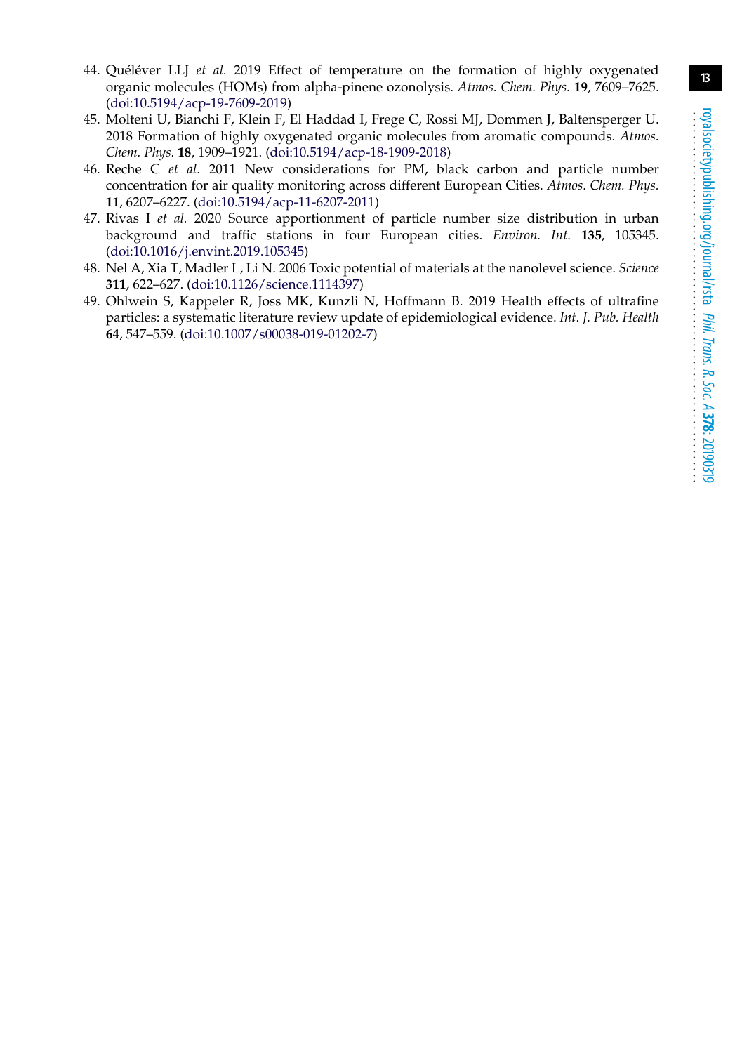44. Quéléver LLJ *et al.* 2019 Effect of temperature on the formation of highly oxygenated organic molecules (HOMs) from alpha-pinene ozonolysis. *Atmos. Chem. Phys.* **19**, 7609–7625. (doi:10.5194/acp-19-7609-2019)
45. Molteni U, Bianchi F, Klein F, El Haddad I, Frege C, Rossi MJ, Dommen J, Baltensperger U. 2018 Formation of highly oxygenated organic molecules from aromatic compounds. *Atmos. Chem. Phys.* **18**, 1909–1921. (doi:10.5194/acp-18-1909-2018)
46. Reche C *et al.* 2011 New considerations for PM, black carbon and particle number concentration for air quality monitoring across different European Cities. *Atmos. Chem. Phys.* **11**, 6207–6227. (doi:10.5194/acp-11-6207-2011)
47. Rivas I *et al.* 2020 Source apportionment of particle number size distribution in urban background and traffic stations in four European cities. *Environ. Int.* **135**, 105345. (doi:10.1016/j.envint.2019.105345)
48. Nel A, Xia T, Madler L, Li N. 2006 Toxic potential of materials at the nanolevel science. *Science* **311**, 622–627. (doi:10.1126/science.1114397)
49. Ohlwein S, Kappeler R, Joss MK, Kunzli N, Hoffmann B. 2019 Health effects of ultrafine particles: a systematic literature review update of epidemiological evidence. *Int. J. Pub. Health* **64**, 547–559. (doi:10.1007/s00038-019-01202-7)